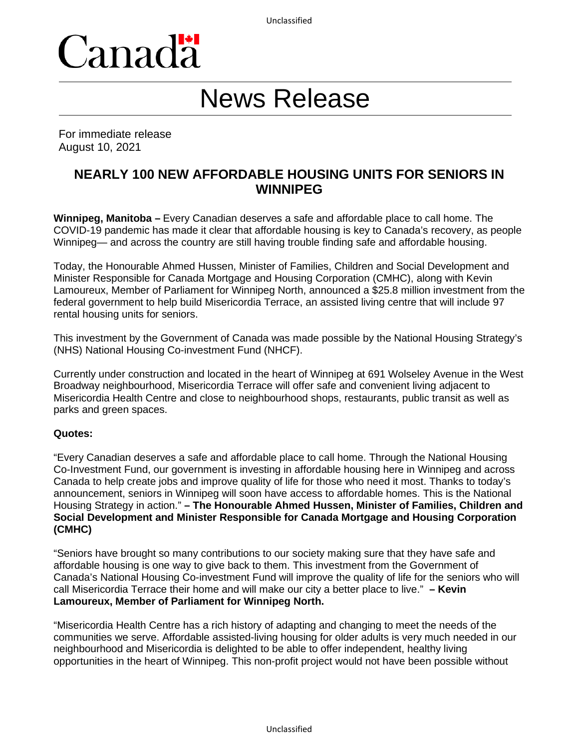Canada

# News Release

For immediate release
August 10, 2021

## NEARLY 100 NEW AFFORDABLE HOUSING UNITS FOR SENIORS IN WINNIPEG

**Winnipeg, Manitoba –** Every Canadian deserves a safe and affordable place to call home. The COVID-19 pandemic has made it clear that affordable housing is key to Canada's recovery, as people Winnipeg— and across the country are still having trouble finding safe and affordable housing.

Today, the Honourable Ahmed Hussen, Minister of Families, Children and Social Development and Minister Responsible for Canada Mortgage and Housing Corporation (CMHC), along with Kevin Lamoureux, Member of Parliament for Winnipeg North, announced a $25.8 million investment from the federal government to help build Misericordia Terrace, an assisted living centre that will include 97 rental housing units for seniors.

This investment by the Government of Canada was made possible by the National Housing Strategy's (NHS) National Housing Co-investment Fund (NHCF).

Currently under construction and located in the heart of Winnipeg at 691 Wolseley Avenue in the West Broadway neighbourhood, Misericordia Terrace will offer safe and convenient living adjacent to Misericordia Health Centre and close to neighbourhood shops, restaurants, public transit as well as parks and green spaces.

**Quotes:**

"Every Canadian deserves a safe and affordable place to call home. Through the National Housing Co-Investment Fund, our government is investing in affordable housing here in Winnipeg and across Canada to help create jobs and improve quality of life for those who need it most. Thanks to today's announcement, seniors in Winnipeg will soon have access to affordable homes. This is the National Housing Strategy in action." **– The Honourable Ahmed Hussen, Minister of Families, Children and Social Development and Minister Responsible for Canada Mortgage and Housing Corporation (CMHC)**

"Seniors have brought so many contributions to our society making sure that they have safe and affordable housing is one way to give back to them. This investment from the Government of Canada's National Housing Co-investment Fund will improve the quality of life for the seniors who will call Misericordia Terrace their home and will make our city a better place to live." **– Kevin Lamoureux, Member of Parliament for Winnipeg North.**

"Misericordia Health Centre has a rich history of adapting and changing to meet the needs of the communities we serve. Affordable assisted-living housing for older adults is very much needed in our neighbourhood and Misericordia is delighted to be able to offer independent, healthy living opportunities in the heart of Winnipeg. This non-profit project would not have been possible without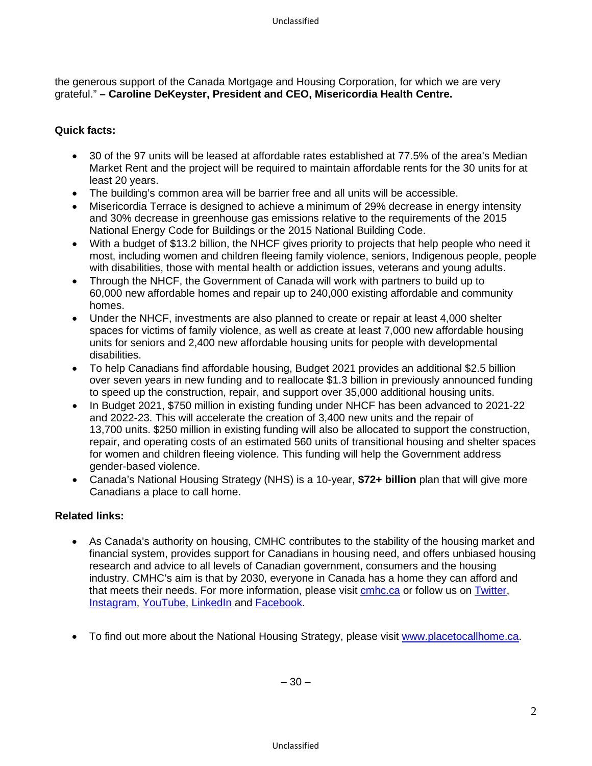the generous support of the Canada Mortgage and Housing Corporation, for which we are very grateful." **– Caroline DeKeyster, President and CEO, Misericordia Health Centre.**

**Quick facts:**

- 30 of the 97 units will be leased at affordable rates established at 77.5% of the area's Median Market Rent and the project will be required to maintain affordable rents for the 30 units for at least 20 years.
- The building's common area will be barrier free and all units will be accessible.
- Misericordia Terrace is designed to achieve a minimum of 29% decrease in energy intensity and 30% decrease in greenhouse gas emissions relative to the requirements of the 2015 National Energy Code for Buildings or the 2015 National Building Code.
- With a budget of $13.2 billion, the NHCF gives priority to projects that help people who need it most, including women and children fleeing family violence, seniors, Indigenous people, people with disabilities, those with mental health or addiction issues, veterans and young adults.
- Through the NHCF, the Government of Canada will work with partners to build up to 60,000 new affordable homes and repair up to 240,000 existing affordable and community homes.
- Under the NHCF, investments are also planned to create or repair at least 4,000 shelter spaces for victims of family violence, as well as create at least 7,000 new affordable housing units for seniors and 2,400 new affordable housing units for people with developmental disabilities.
- To help Canadians find affordable housing, Budget 2021 provides an additional $2.5 billion over seven years in new funding and to reallocate $1.3 billion in previously announced funding to speed up the construction, repair, and support over 35,000 additional housing units.
- In Budget 2021, $750 million in existing funding under NHCF has been advanced to 2021-22 and 2022-23. This will accelerate the creation of 3,400 new units and the repair of 13,700 units. $250 million in existing funding will also be allocated to support the construction, repair, and operating costs of an estimated 560 units of transitional housing and shelter spaces for women and children fleeing violence. This funding will help the Government address gender-based violence.
- Canada's National Housing Strategy (NHS) is a 10-year, **$72+ billion** plan that will give more Canadians a place to call home.

**Related links:**

- As Canada's authority on housing, CMHC contributes to the stability of the housing market and financial system, provides support for Canadians in housing need, and offers unbiased housing research and advice to all levels of Canadian government, consumers and the housing industry. CMHC's aim is that by 2030, everyone in Canada has a home they can afford and that meets their needs. For more information, please visit cmhc.ca or follow us on Twitter, Instagram, YouTube, LinkedIn and Facebook.

- To find out more about the National Housing Strategy, please visit www.placetocallhome.ca.

– 30 –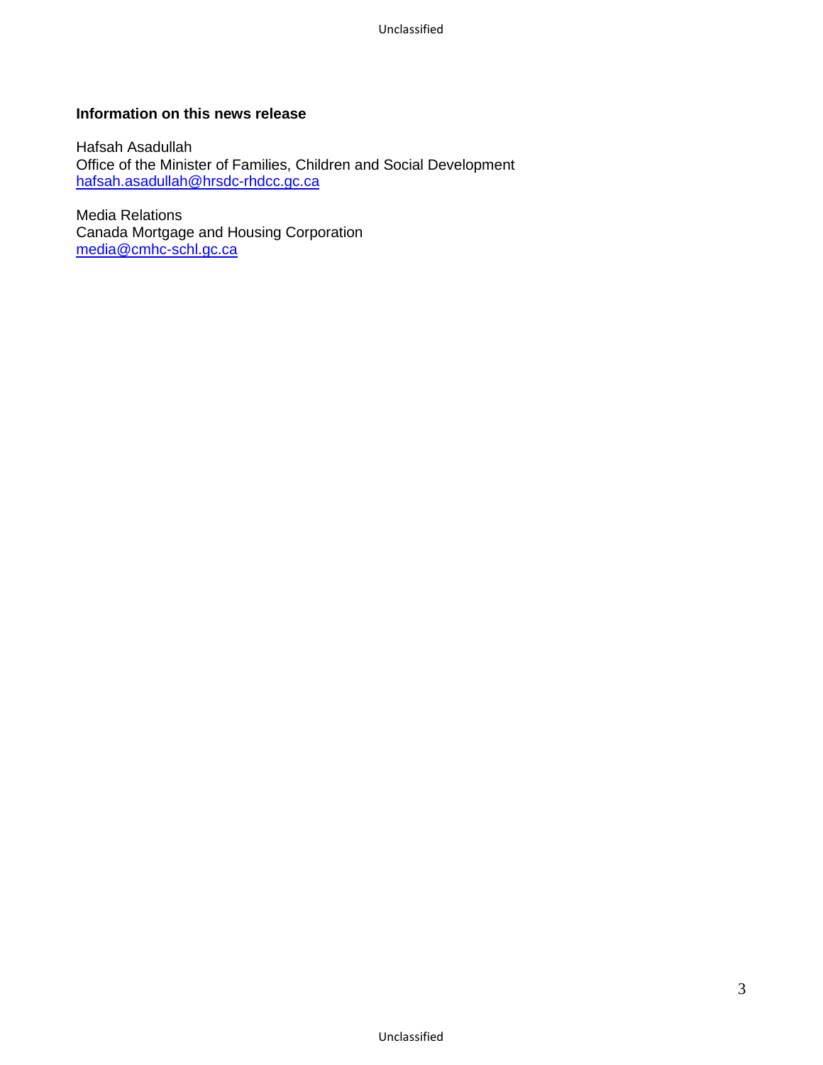**Information on this news release**

Hafsah Asadullah
Office of the Minister of Families, Children and Social Development
hafsah.asadullah@hrsdc-rhdcc.gc.ca

Media Relations
Canada Mortgage and Housing Corporation
media@cmhc-schl.gc.ca